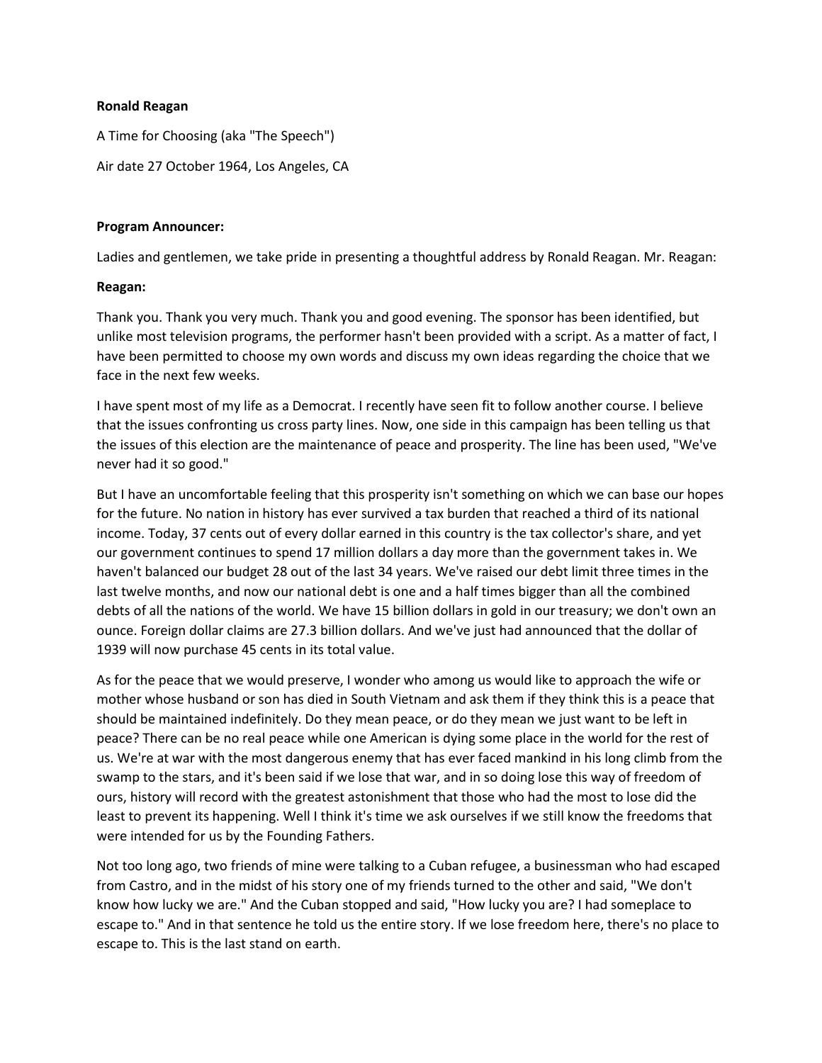**Ronald Reagan**

A Time for Choosing (aka "The Speech")

Air date 27 October 1964, Los Angeles, CA

**Program Announcer:**

Ladies and gentlemen, we take pride in presenting a thoughtful address by Ronald Reagan. Mr. Reagan:

**Reagan:**

Thank you. Thank you very much. Thank you and good evening. The sponsor has been identified, but unlike most television programs, the performer hasn't been provided with a script. As a matter of fact, I have been permitted to choose my own words and discuss my own ideas regarding the choice that we face in the next few weeks.

I have spent most of my life as a Democrat. I recently have seen fit to follow another course. I believe that the issues confronting us cross party lines. Now, one side in this campaign has been telling us that the issues of this election are the maintenance of peace and prosperity. The line has been used, "We've never had it so good."

But I have an uncomfortable feeling that this prosperity isn't something on which we can base our hopes for the future. No nation in history has ever survived a tax burden that reached a third of its national income. Today, 37 cents out of every dollar earned in this country is the tax collector's share, and yet our government continues to spend 17 million dollars a day more than the government takes in. We haven't balanced our budget 28 out of the last 34 years. We've raised our debt limit three times in the last twelve months, and now our national debt is one and a half times bigger than all the combined debts of all the nations of the world. We have 15 billion dollars in gold in our treasury; we don't own an ounce. Foreign dollar claims are 27.3 billion dollars. And we've just had announced that the dollar of 1939 will now purchase 45 cents in its total value.

As for the peace that we would preserve, I wonder who among us would like to approach the wife or mother whose husband or son has died in South Vietnam and ask them if they think this is a peace that should be maintained indefinitely. Do they mean peace, or do they mean we just want to be left in peace? There can be no real peace while one American is dying some place in the world for the rest of us. We're at war with the most dangerous enemy that has ever faced mankind in his long climb from the swamp to the stars, and it's been said if we lose that war, and in so doing lose this way of freedom of ours, history will record with the greatest astonishment that those who had the most to lose did the least to prevent its happening. Well I think it's time we ask ourselves if we still know the freedoms that were intended for us by the Founding Fathers.

Not too long ago, two friends of mine were talking to a Cuban refugee, a businessman who had escaped from Castro, and in the midst of his story one of my friends turned to the other and said, "We don't know how lucky we are." And the Cuban stopped and said, "How lucky you are? I had someplace to escape to." And in that sentence he told us the entire story. If we lose freedom here, there's no place to escape to. This is the last stand on earth.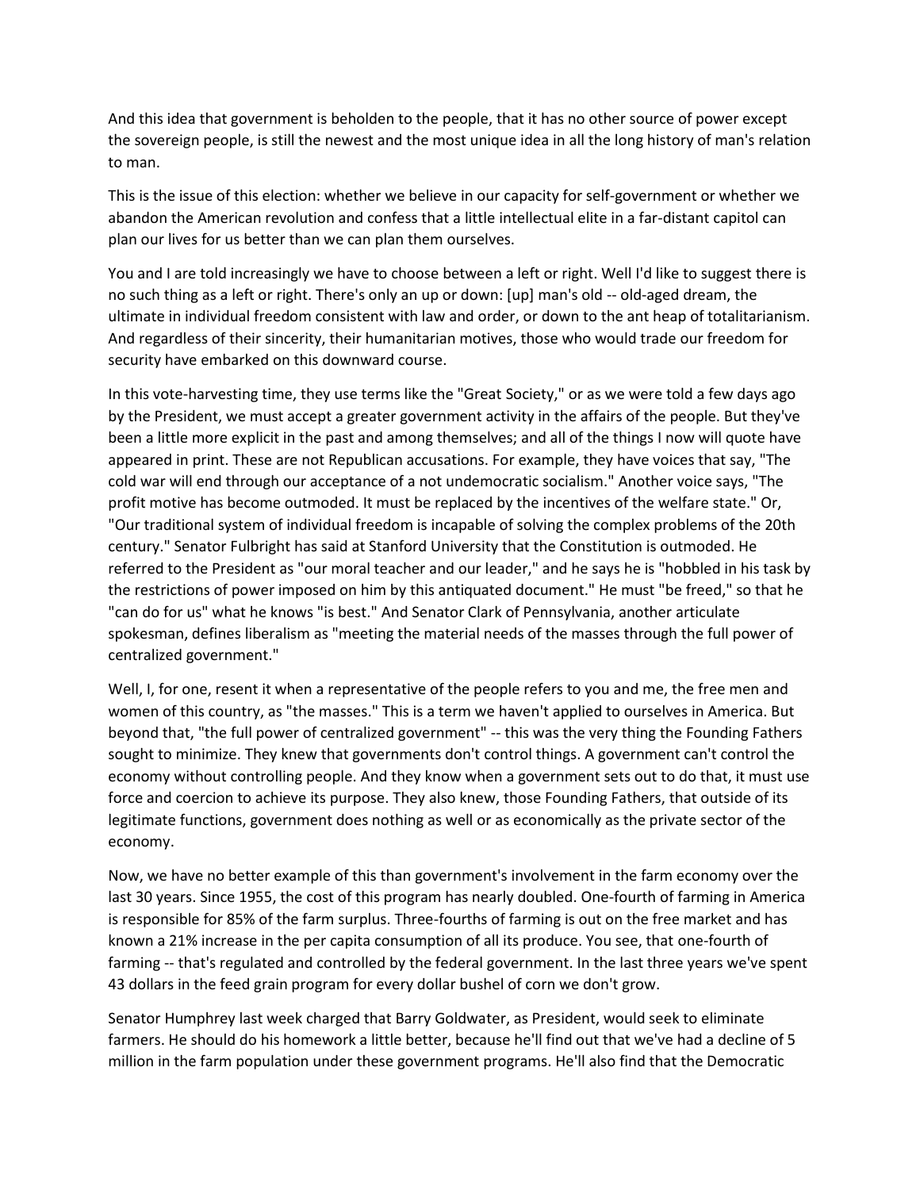And this idea that government is beholden to the people, that it has no other source of power except the sovereign people, is still the newest and the most unique idea in all the long history of man's relation to man.

This is the issue of this election: whether we believe in our capacity for self-government or whether we abandon the American revolution and confess that a little intellectual elite in a far-distant capitol can plan our lives for us better than we can plan them ourselves.

You and I are told increasingly we have to choose between a left or right. Well I'd like to suggest there is no such thing as a left or right. There's only an up or down: [up] man's old -- old-aged dream, the ultimate in individual freedom consistent with law and order, or down to the ant heap of totalitarianism. And regardless of their sincerity, their humanitarian motives, those who would trade our freedom for security have embarked on this downward course.

In this vote-harvesting time, they use terms like the "Great Society," or as we were told a few days ago by the President, we must accept a greater government activity in the affairs of the people. But they've been a little more explicit in the past and among themselves; and all of the things I now will quote have appeared in print. These are not Republican accusations. For example, they have voices that say, "The cold war will end through our acceptance of a not undemocratic socialism." Another voice says, "The profit motive has become outmoded. It must be replaced by the incentives of the welfare state." Or, "Our traditional system of individual freedom is incapable of solving the complex problems of the 20th century." Senator Fulbright has said at Stanford University that the Constitution is outmoded. He referred to the President as "our moral teacher and our leader," and he says he is "hobbled in his task by the restrictions of power imposed on him by this antiquated document." He must "be freed," so that he "can do for us" what he knows "is best." And Senator Clark of Pennsylvania, another articulate spokesman, defines liberalism as "meeting the material needs of the masses through the full power of centralized government."

Well, I, for one, resent it when a representative of the people refers to you and me, the free men and women of this country, as "the masses." This is a term we haven't applied to ourselves in America. But beyond that, "the full power of centralized government" -- this was the very thing the Founding Fathers sought to minimize. They knew that governments don't control things. A government can't control the economy without controlling people. And they know when a government sets out to do that, it must use force and coercion to achieve its purpose. They also knew, those Founding Fathers, that outside of its legitimate functions, government does nothing as well or as economically as the private sector of the economy.

Now, we have no better example of this than government's involvement in the farm economy over the last 30 years. Since 1955, the cost of this program has nearly doubled. One-fourth of farming in America is responsible for 85% of the farm surplus. Three-fourths of farming is out on the free market and has known a 21% increase in the per capita consumption of all its produce. You see, that one-fourth of farming -- that's regulated and controlled by the federal government. In the last three years we've spent 43 dollars in the feed grain program for every dollar bushel of corn we don't grow.

Senator Humphrey last week charged that Barry Goldwater, as President, would seek to eliminate farmers. He should do his homework a little better, because he'll find out that we've had a decline of 5 million in the farm population under these government programs. He'll also find that the Democratic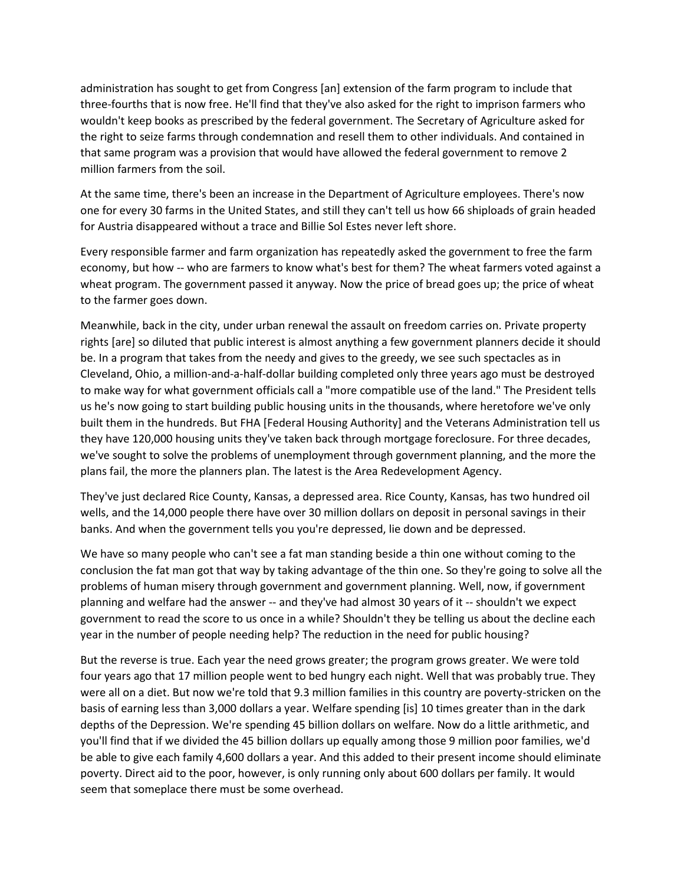administration has sought to get from Congress [an] extension of the farm program to include that three-fourths that is now free. He'll find that they've also asked for the right to imprison farmers who wouldn't keep books as prescribed by the federal government. The Secretary of Agriculture asked for the right to seize farms through condemnation and resell them to other individuals. And contained in that same program was a provision that would have allowed the federal government to remove 2 million farmers from the soil.

At the same time, there's been an increase in the Department of Agriculture employees. There's now one for every 30 farms in the United States, and still they can't tell us how 66 shiploads of grain headed for Austria disappeared without a trace and Billie Sol Estes never left shore.

Every responsible farmer and farm organization has repeatedly asked the government to free the farm economy, but how -- who are farmers to know what's best for them? The wheat farmers voted against a wheat program. The government passed it anyway. Now the price of bread goes up; the price of wheat to the farmer goes down.

Meanwhile, back in the city, under urban renewal the assault on freedom carries on. Private property rights [are] so diluted that public interest is almost anything a few government planners decide it should be. In a program that takes from the needy and gives to the greedy, we see such spectacles as in Cleveland, Ohio, a million-and-a-half-dollar building completed only three years ago must be destroyed to make way for what government officials call a "more compatible use of the land." The President tells us he's now going to start building public housing units in the thousands, where heretofore we've only built them in the hundreds. But FHA [Federal Housing Authority] and the Veterans Administration tell us they have 120,000 housing units they've taken back through mortgage foreclosure. For three decades, we've sought to solve the problems of unemployment through government planning, and the more the plans fail, the more the planners plan. The latest is the Area Redevelopment Agency.

They've just declared Rice County, Kansas, a depressed area. Rice County, Kansas, has two hundred oil wells, and the 14,000 people there have over 30 million dollars on deposit in personal savings in their banks. And when the government tells you you're depressed, lie down and be depressed.

We have so many people who can't see a fat man standing beside a thin one without coming to the conclusion the fat man got that way by taking advantage of the thin one. So they're going to solve all the problems of human misery through government and government planning. Well, now, if government planning and welfare had the answer -- and they've had almost 30 years of it -- shouldn't we expect government to read the score to us once in a while? Shouldn't they be telling us about the decline each year in the number of people needing help? The reduction in the need for public housing?

But the reverse is true. Each year the need grows greater; the program grows greater. We were told four years ago that 17 million people went to bed hungry each night. Well that was probably true. They were all on a diet. But now we're told that 9.3 million families in this country are poverty-stricken on the basis of earning less than 3,000 dollars a year. Welfare spending [is] 10 times greater than in the dark depths of the Depression. We're spending 45 billion dollars on welfare. Now do a little arithmetic, and you'll find that if we divided the 45 billion dollars up equally among those 9 million poor families, we'd be able to give each family 4,600 dollars a year. And this added to their present income should eliminate poverty. Direct aid to the poor, however, is only running only about 600 dollars per family. It would seem that someplace there must be some overhead.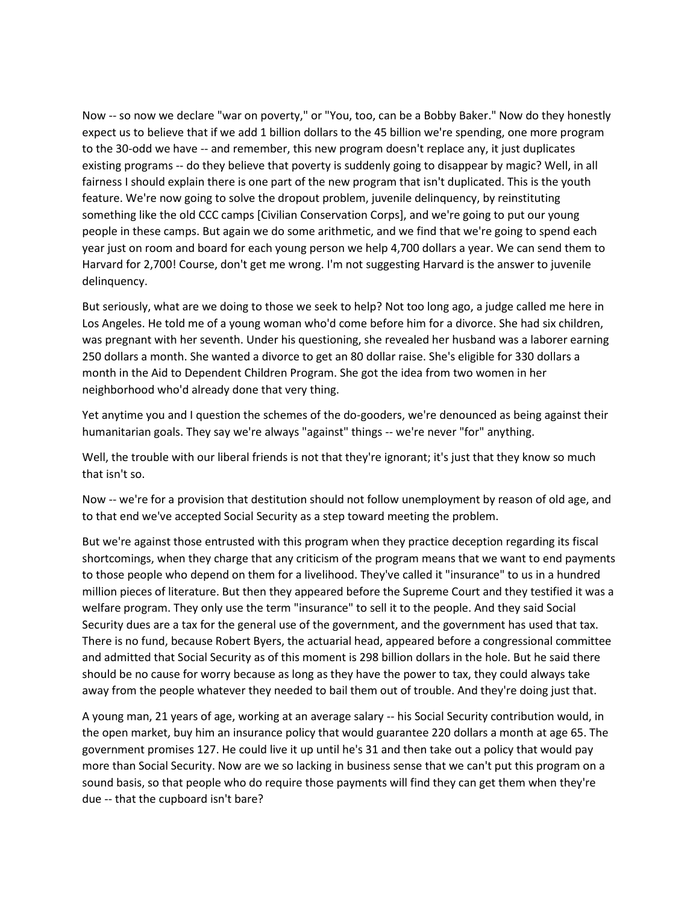Now -- so now we declare "war on poverty," or "You, too, can be a Bobby Baker." Now do they honestly expect us to believe that if we add 1 billion dollars to the 45 billion we're spending, one more program to the 30-odd we have -- and remember, this new program doesn't replace any, it just duplicates existing programs -- do they believe that poverty is suddenly going to disappear by magic? Well, in all fairness I should explain there is one part of the new program that isn't duplicated. This is the youth feature. We're now going to solve the dropout problem, juvenile delinquency, by reinstituting something like the old CCC camps [Civilian Conservation Corps], and we're going to put our young people in these camps. But again we do some arithmetic, and we find that we're going to spend each year just on room and board for each young person we help 4,700 dollars a year. We can send them to Harvard for 2,700! Course, don't get me wrong. I'm not suggesting Harvard is the answer to juvenile delinquency.

But seriously, what are we doing to those we seek to help? Not too long ago, a judge called me here in Los Angeles. He told me of a young woman who'd come before him for a divorce. She had six children, was pregnant with her seventh. Under his questioning, she revealed her husband was a laborer earning 250 dollars a month. She wanted a divorce to get an 80 dollar raise. She's eligible for 330 dollars a month in the Aid to Dependent Children Program. She got the idea from two women in her neighborhood who'd already done that very thing.

Yet anytime you and I question the schemes of the do-gooders, we're denounced as being against their humanitarian goals. They say we're always "against" things -- we're never "for" anything.

Well, the trouble with our liberal friends is not that they're ignorant; it's just that they know so much that isn't so.

Now -- we're for a provision that destitution should not follow unemployment by reason of old age, and to that end we've accepted Social Security as a step toward meeting the problem.

But we're against those entrusted with this program when they practice deception regarding its fiscal shortcomings, when they charge that any criticism of the program means that we want to end payments to those people who depend on them for a livelihood. They've called it "insurance" to us in a hundred million pieces of literature. But then they appeared before the Supreme Court and they testified it was a welfare program. They only use the term "insurance" to sell it to the people. And they said Social Security dues are a tax for the general use of the government, and the government has used that tax. There is no fund, because Robert Byers, the actuarial head, appeared before a congressional committee and admitted that Social Security as of this moment is 298 billion dollars in the hole. But he said there should be no cause for worry because as long as they have the power to tax, they could always take away from the people whatever they needed to bail them out of trouble. And they're doing just that.

A young man, 21 years of age, working at an average salary -- his Social Security contribution would, in the open market, buy him an insurance policy that would guarantee 220 dollars a month at age 65. The government promises 127. He could live it up until he's 31 and then take out a policy that would pay more than Social Security. Now are we so lacking in business sense that we can't put this program on a sound basis, so that people who do require those payments will find they can get them when they're due -- that the cupboard isn't bare?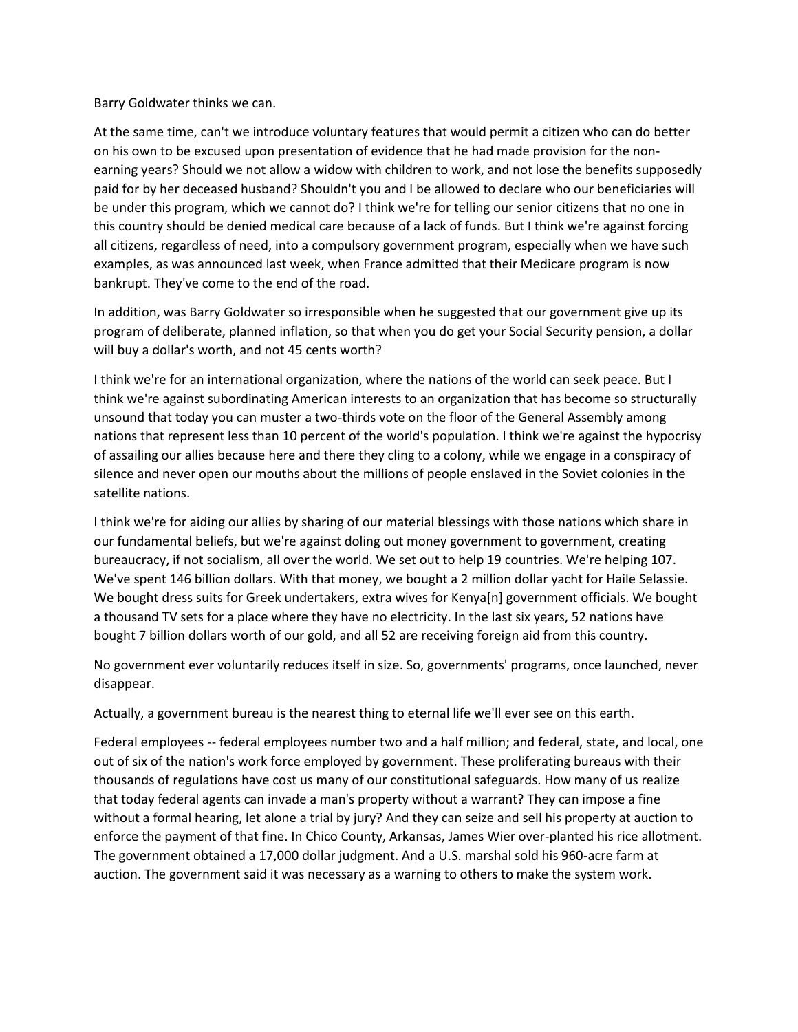Barry Goldwater thinks we can.

At the same time, can't we introduce voluntary features that would permit a citizen who can do better on his own to be excused upon presentation of evidence that he had made provision for the non-earning years? Should we not allow a widow with children to work, and not lose the benefits supposedly paid for by her deceased husband? Shouldn't you and I be allowed to declare who our beneficiaries will be under this program, which we cannot do? I think we're for telling our senior citizens that no one in this country should be denied medical care because of a lack of funds. But I think we're against forcing all citizens, regardless of need, into a compulsory government program, especially when we have such examples, as was announced last week, when France admitted that their Medicare program is now bankrupt. They've come to the end of the road.

In addition, was Barry Goldwater so irresponsible when he suggested that our government give up its program of deliberate, planned inflation, so that when you do get your Social Security pension, a dollar will buy a dollar's worth, and not 45 cents worth?

I think we're for an international organization, where the nations of the world can seek peace. But I think we're against subordinating American interests to an organization that has become so structurally unsound that today you can muster a two-thirds vote on the floor of the General Assembly among nations that represent less than 10 percent of the world's population. I think we're against the hypocrisy of assailing our allies because here and there they cling to a colony, while we engage in a conspiracy of silence and never open our mouths about the millions of people enslaved in the Soviet colonies in the satellite nations.

I think we're for aiding our allies by sharing of our material blessings with those nations which share in our fundamental beliefs, but we're against doling out money government to government, creating bureaucracy, if not socialism, all over the world. We set out to help 19 countries. We're helping 107. We've spent 146 billion dollars. With that money, we bought a 2 million dollar yacht for Haile Selassie. We bought dress suits for Greek undertakers, extra wives for Kenya[n] government officials. We bought a thousand TV sets for a place where they have no electricity. In the last six years, 52 nations have bought 7 billion dollars worth of our gold, and all 52 are receiving foreign aid from this country.

No government ever voluntarily reduces itself in size. So, governments' programs, once launched, never disappear.

Actually, a government bureau is the nearest thing to eternal life we'll ever see on this earth.

Federal employees -- federal employees number two and a half million; and federal, state, and local, one out of six of the nation's work force employed by government. These proliferating bureaus with their thousands of regulations have cost us many of our constitutional safeguards. How many of us realize that today federal agents can invade a man's property without a warrant? They can impose a fine without a formal hearing, let alone a trial by jury? And they can seize and sell his property at auction to enforce the payment of that fine. In Chico County, Arkansas, James Wier over-planted his rice allotment. The government obtained a 17,000 dollar judgment. And a U.S. marshal sold his 960-acre farm at auction. The government said it was necessary as a warning to others to make the system work.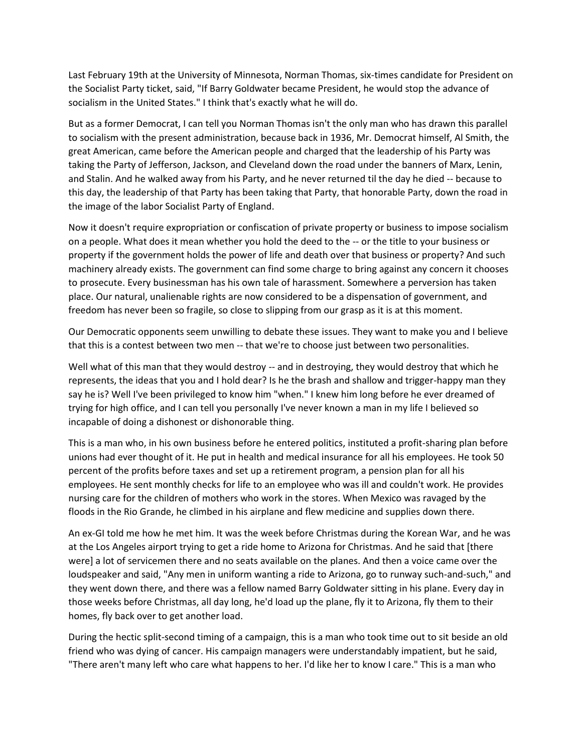Last February 19th at the University of Minnesota, Norman Thomas, six-times candidate for President on the Socialist Party ticket, said, "If Barry Goldwater became President, he would stop the advance of socialism in the United States." I think that's exactly what he will do.

But as a former Democrat, I can tell you Norman Thomas isn't the only man who has drawn this parallel to socialism with the present administration, because back in 1936, Mr. Democrat himself, Al Smith, the great American, came before the American people and charged that the leadership of his Party was taking the Party of Jefferson, Jackson, and Cleveland down the road under the banners of Marx, Lenin, and Stalin. And he walked away from his Party, and he never returned til the day he died -- because to this day, the leadership of that Party has been taking that Party, that honorable Party, down the road in the image of the labor Socialist Party of England.

Now it doesn't require expropriation or confiscation of private property or business to impose socialism on a people. What does it mean whether you hold the deed to the -- or the title to your business or property if the government holds the power of life and death over that business or property? And such machinery already exists. The government can find some charge to bring against any concern it chooses to prosecute. Every businessman has his own tale of harassment. Somewhere a perversion has taken place. Our natural, unalienable rights are now considered to be a dispensation of government, and freedom has never been so fragile, so close to slipping from our grasp as it is at this moment.

Our Democratic opponents seem unwilling to debate these issues. They want to make you and I believe that this is a contest between two men -- that we're to choose just between two personalities.

Well what of this man that they would destroy -- and in destroying, they would destroy that which he represents, the ideas that you and I hold dear? Is he the brash and shallow and trigger-happy man they say he is? Well I've been privileged to know him "when." I knew him long before he ever dreamed of trying for high office, and I can tell you personally I've never known a man in my life I believed so incapable of doing a dishonest or dishonorable thing.

This is a man who, in his own business before he entered politics, instituted a profit-sharing plan before unions had ever thought of it. He put in health and medical insurance for all his employees. He took 50 percent of the profits before taxes and set up a retirement program, a pension plan for all his employees. He sent monthly checks for life to an employee who was ill and couldn't work. He provides nursing care for the children of mothers who work in the stores. When Mexico was ravaged by the floods in the Rio Grande, he climbed in his airplane and flew medicine and supplies down there.

An ex-GI told me how he met him. It was the week before Christmas during the Korean War, and he was at the Los Angeles airport trying to get a ride home to Arizona for Christmas. And he said that [there were] a lot of servicemen there and no seats available on the planes. And then a voice came over the loudspeaker and said, "Any men in uniform wanting a ride to Arizona, go to runway such-and-such," and they went down there, and there was a fellow named Barry Goldwater sitting in his plane. Every day in those weeks before Christmas, all day long, he'd load up the plane, fly it to Arizona, fly them to their homes, fly back over to get another load.

During the hectic split-second timing of a campaign, this is a man who took time out to sit beside an old friend who was dying of cancer. His campaign managers were understandably impatient, but he said, "There aren't many left who care what happens to her. I'd like her to know I care." This is a man who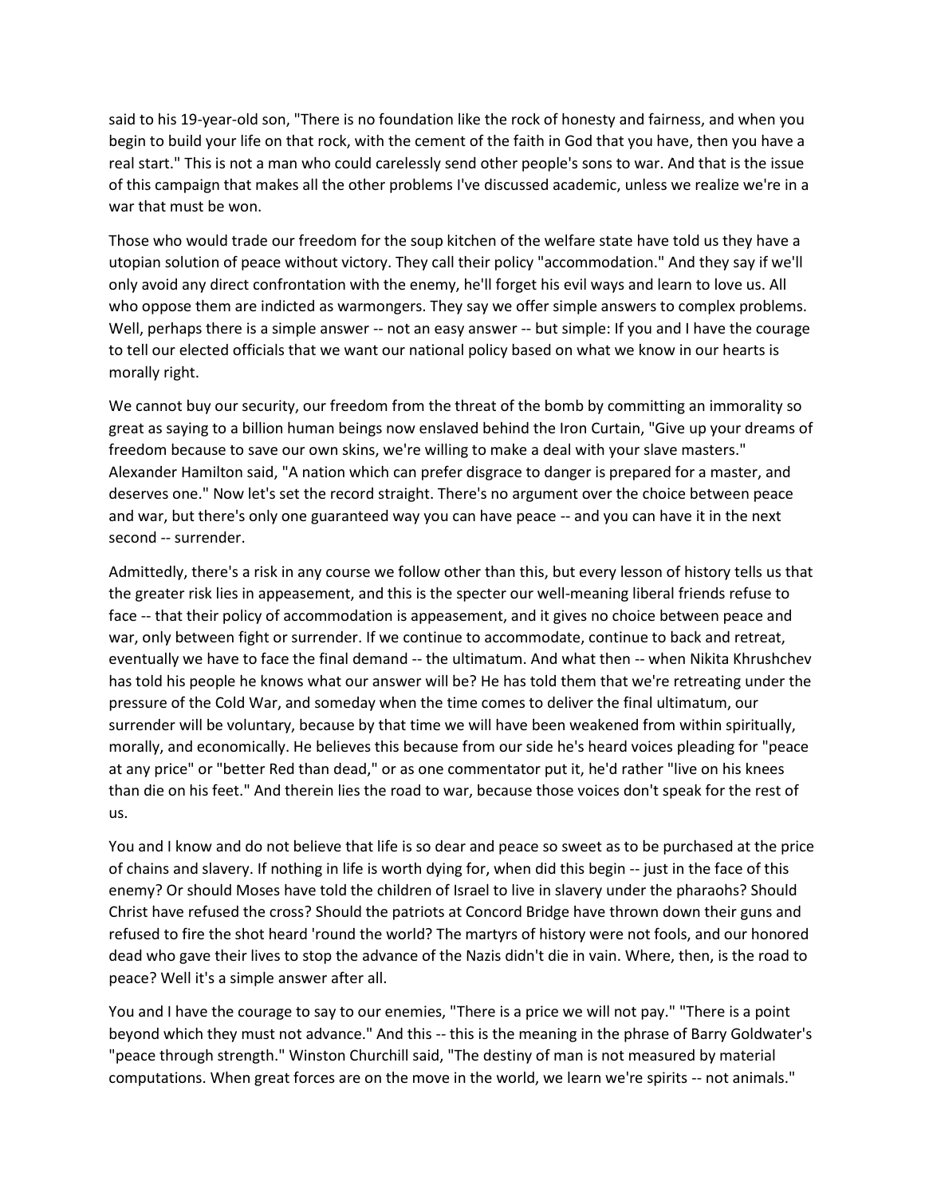said to his 19-year-old son, "There is no foundation like the rock of honesty and fairness, and when you begin to build your life on that rock, with the cement of the faith in God that you have, then you have a real start." This is not a man who could carelessly send other people's sons to war. And that is the issue of this campaign that makes all the other problems I've discussed academic, unless we realize we're in a war that must be won.

Those who would trade our freedom for the soup kitchen of the welfare state have told us they have a utopian solution of peace without victory. They call their policy "accommodation." And they say if we'll only avoid any direct confrontation with the enemy, he'll forget his evil ways and learn to love us. All who oppose them are indicted as warmongers. They say we offer simple answers to complex problems. Well, perhaps there is a simple answer -- not an easy answer -- but simple: If you and I have the courage to tell our elected officials that we want our national policy based on what we know in our hearts is morally right.

We cannot buy our security, our freedom from the threat of the bomb by committing an immorality so great as saying to a billion human beings now enslaved behind the Iron Curtain, "Give up your dreams of freedom because to save our own skins, we're willing to make a deal with your slave masters." Alexander Hamilton said, "A nation which can prefer disgrace to danger is prepared for a master, and deserves one." Now let's set the record straight. There's no argument over the choice between peace and war, but there's only one guaranteed way you can have peace -- and you can have it in the next second -- surrender.

Admittedly, there's a risk in any course we follow other than this, but every lesson of history tells us that the greater risk lies in appeasement, and this is the specter our well-meaning liberal friends refuse to face -- that their policy of accommodation is appeasement, and it gives no choice between peace and war, only between fight or surrender. If we continue to accommodate, continue to back and retreat, eventually we have to face the final demand -- the ultimatum. And what then -- when Nikita Khrushchev has told his people he knows what our answer will be? He has told them that we're retreating under the pressure of the Cold War, and someday when the time comes to deliver the final ultimatum, our surrender will be voluntary, because by that time we will have been weakened from within spiritually, morally, and economically. He believes this because from our side he's heard voices pleading for "peace at any price" or "better Red than dead," or as one commentator put it, he'd rather "live on his knees than die on his feet." And therein lies the road to war, because those voices don't speak for the rest of us.

You and I know and do not believe that life is so dear and peace so sweet as to be purchased at the price of chains and slavery. If nothing in life is worth dying for, when did this begin -- just in the face of this enemy? Or should Moses have told the children of Israel to live in slavery under the pharaohs? Should Christ have refused the cross? Should the patriots at Concord Bridge have thrown down their guns and refused to fire the shot heard 'round the world? The martyrs of history were not fools, and our honored dead who gave their lives to stop the advance of the Nazis didn't die in vain. Where, then, is the road to peace? Well it's a simple answer after all.

You and I have the courage to say to our enemies, "There is a price we will not pay." "There is a point beyond which they must not advance." And this -- this is the meaning in the phrase of Barry Goldwater's "peace through strength." Winston Churchill said, "The destiny of man is not measured by material computations. When great forces are on the move in the world, we learn we're spirits -- not animals."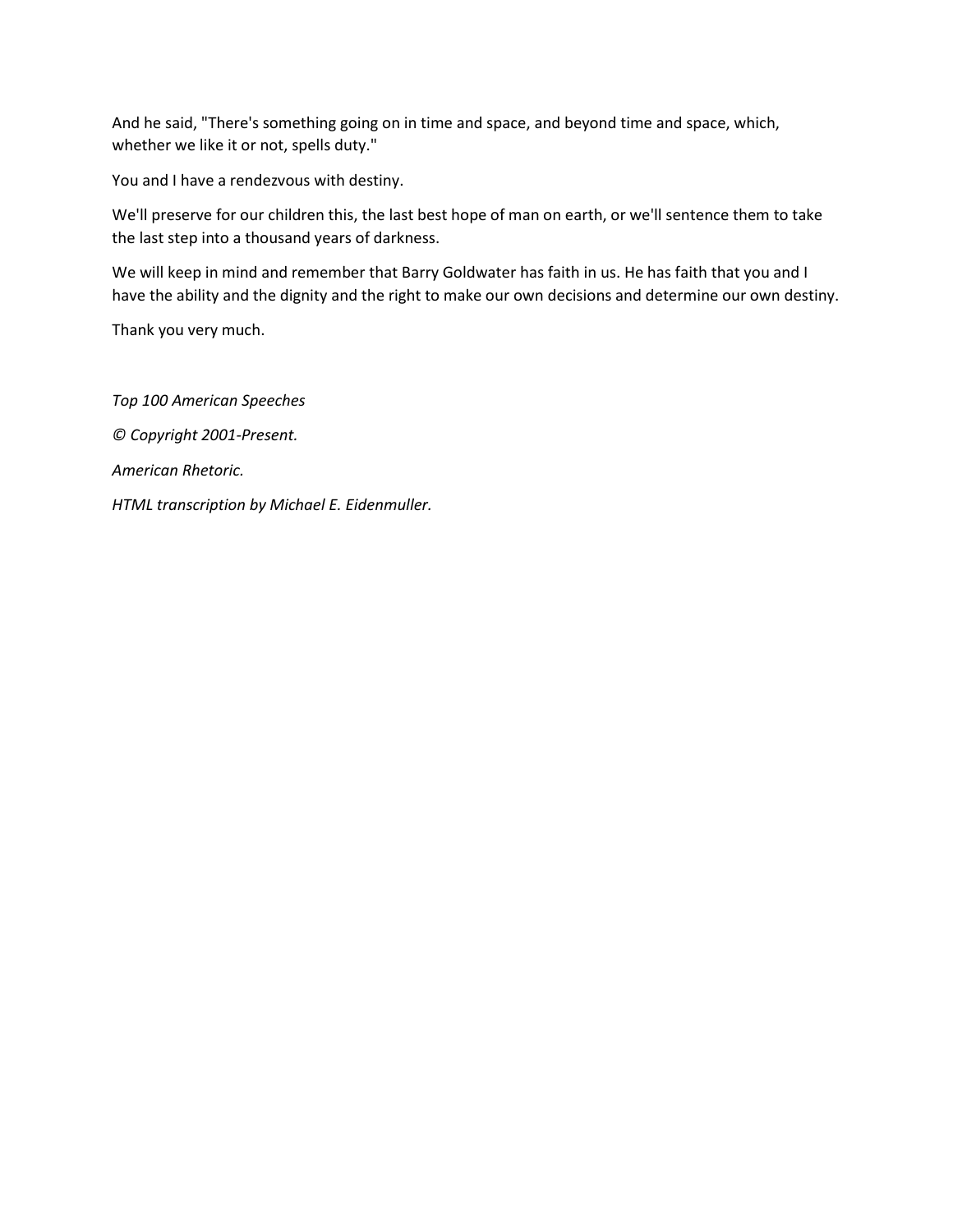And he said, "There's something going on in time and space, and beyond time and space, which, whether we like it or not, spells duty."

You and I have a rendezvous with destiny.

We'll preserve for our children this, the last best hope of man on earth, or we'll sentence them to take the last step into a thousand years of darkness.

We will keep in mind and remember that Barry Goldwater has faith in us. He has faith that you and I have the ability and the dignity and the right to make our own decisions and determine our own destiny.

Thank you very much.

*Top 100 American Speeches*

*© Copyright 2001-Present.*

*American Rhetoric.*

*HTML transcription by Michael E. Eidenmuller.*